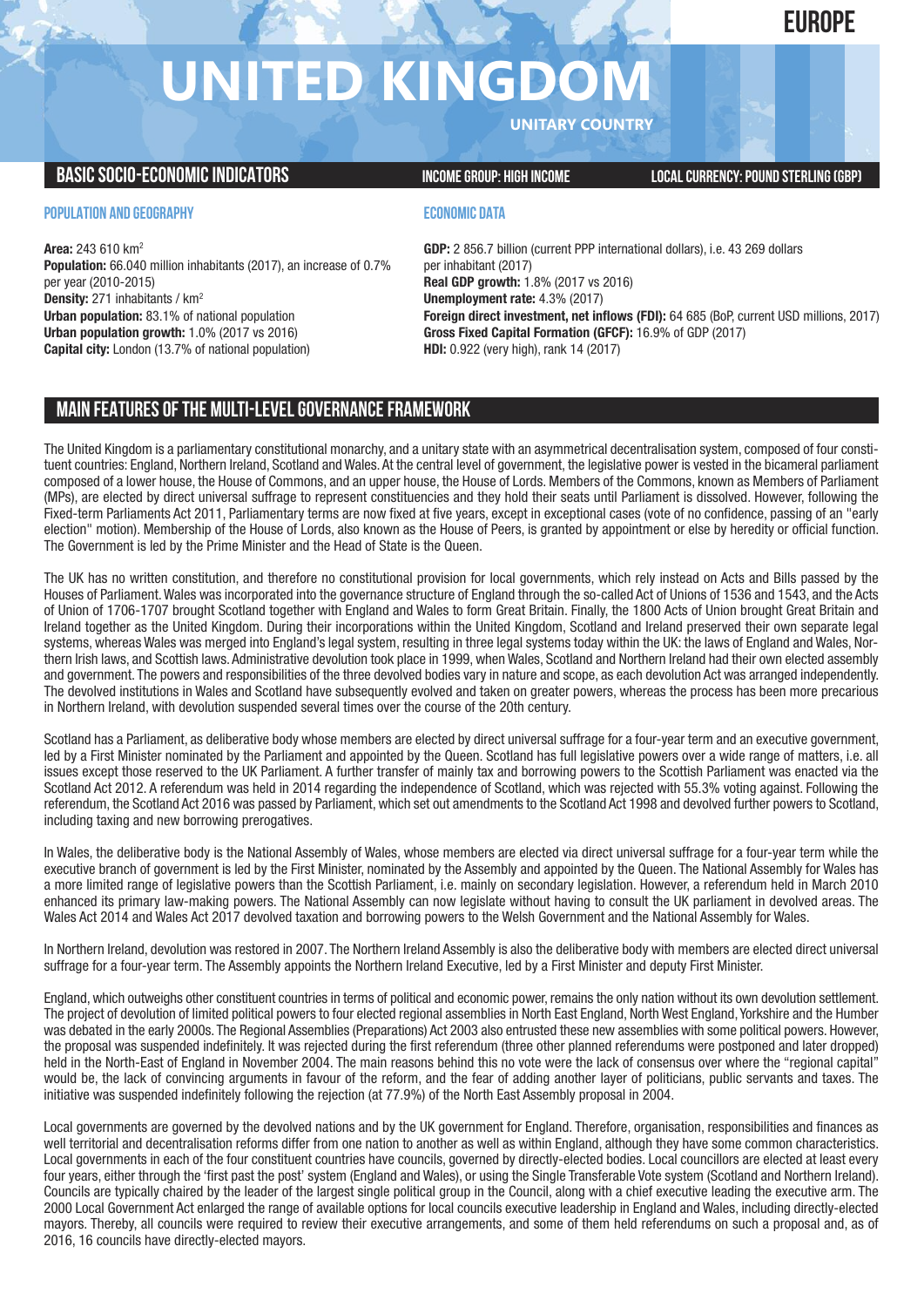EUROPE

# UNITED KINGDOM

UNITARY COUNTRY

## BASIC SOCIO-ECONOMIC INDICATORS

INCOME GROUP: HIGH INCOME

LOCAL CURRENCY: POUND STERLING (GBP)

### POPULATION AND GEOGRAPHY

**Area:** 243 610 km$^2$
**Population:** 66.040 million inhabitants (2017), an increase of 0.7% per year (2010-2015)
**Density:** 271 inhabitants / km$^2$
**Urban population:** 83.1% of national population
**Urban population growth:** 1.0% (2017 vs 2016)
**Capital city:** London (13.7% of national population)

### ECONOMIC DATA

**GDP:** 2 856.7 billion (current PPP international dollars), i.e. 43 269 dollars per inhabitant (2017)
**Real GDP growth:** 1.8% (2017 vs 2016)
**Unemployment rate:** 4.3% (2017)
**Foreign direct investment, net inflows (FDI):** 64 685 (BoP, current USD millions, 2017)
**Gross Fixed Capital Formation (GFCF):** 16.9% of GDP (2017)
**HDI:** 0.922 (very high), rank 14 (2017)

## MAIN FEATURES OF THE MULTI-LEVEL GOVERNANCE FRAMEWORK

The United Kingdom is a parliamentary constitutional monarchy, and a unitary state with an asymmetrical decentralisation system, composed of four constituent countries: England, Northern Ireland, Scotland and Wales. At the central level of government, the legislative power is vested in the bicameral parliament composed of a lower house, the House of Commons, and an upper house, the House of Lords. Members of the Commons, known as Members of Parliament (MPs), are elected by direct universal suffrage to represent constituencies and they hold their seats until Parliament is dissolved. However, following the Fixed-term Parliaments Act 2011, Parliamentary terms are now fixed at five years, except in exceptional cases (vote of no confidence, passing of an "early election" motion). Membership of the House of Lords, also known as the House of Peers, is granted by appointment or else by heredity or official function. The Government is led by the Prime Minister and the Head of State is the Queen.

The UK has no written constitution, and therefore no constitutional provision for local governments, which rely instead on Acts and Bills passed by the Houses of Parliament. Wales was incorporated into the governance structure of England through the so-called Act of Unions of 1536 and 1543, and the Acts of Union of 1706-1707 brought Scotland together with England and Wales to form Great Britain. Finally, the 1800 Acts of Union brought Great Britain and Ireland together as the United Kingdom. During their incorporations within the United Kingdom, Scotland and Ireland preserved their own separate legal systems, whereas Wales was merged into England's legal system, resulting in three legal systems today within the UK: the laws of England and Wales, Northern Irish laws, and Scottish laws. Administrative devolution took place in 1999, when Wales, Scotland and Northern Ireland had their own elected assembly and government. The powers and responsibilities of the three devolved bodies vary in nature and scope, as each devolution Act was arranged independently. The devolved institutions in Wales and Scotland have subsequently evolved and taken on greater powers, whereas the process has been more precarious in Northern Ireland, with devolution suspended several times over the course of the 20th century.

Scotland has a Parliament, as deliberative body whose members are elected by direct universal suffrage for a four-year term and an executive government, led by a First Minister nominated by the Parliament and appointed by the Queen. Scotland has full legislative powers over a wide range of matters, i.e. all issues except those reserved to the UK Parliament. A further transfer of mainly tax and borrowing powers to the Scottish Parliament was enacted via the Scotland Act 2012. A referendum was held in 2014 regarding the independence of Scotland, which was rejected with 55.3% voting against. Following the referendum, the Scotland Act 2016 was passed by Parliament, which set out amendments to the Scotland Act 1998 and devolved further powers to Scotland, including taxing and new borrowing prerogatives.

In Wales, the deliberative body is the National Assembly of Wales, whose members are elected via direct universal suffrage for a four-year term while the executive branch of government is led by the First Minister, nominated by the Assembly and appointed by the Queen. The National Assembly for Wales has a more limited range of legislative powers than the Scottish Parliament, i.e. mainly on secondary legislation. However, a referendum held in March 2010 enhanced its primary law-making powers. The National Assembly can now legislate without having to consult the UK parliament in devolved areas. The Wales Act 2014 and Wales Act 2017 devolved taxation and borrowing powers to the Welsh Government and the National Assembly for Wales.

In Northern Ireland, devolution was restored in 2007. The Northern Ireland Assembly is also the deliberative body with members are elected direct universal suffrage for a four-year term. The Assembly appoints the Northern Ireland Executive, led by a First Minister and deputy First Minister.

England, which outweighs other constituent countries in terms of political and economic power, remains the only nation without its own devolution settlement. The project of devolution of limited political powers to four elected regional assemblies in North East England, North West England, Yorkshire and the Humber was debated in the early 2000s. The Regional Assemblies (Preparations) Act 2003 also entrusted these new assemblies with some political powers. However, the proposal was suspended indefinitely. It was rejected during the first referendum (three other planned referendums were postponed and later dropped) held in the North-East of England in November 2004. The main reasons behind this no vote were the lack of consensus over where the "regional capital" would be, the lack of convincing arguments in favour of the reform, and the fear of adding another layer of politicians, public servants and taxes. The initiative was suspended indefinitely following the rejection (at 77.9%) of the North East Assembly proposal in 2004.

Local governments are governed by the devolved nations and by the UK government for England. Therefore, organisation, responsibilities and finances as well territorial and decentralisation reforms differ from one nation to another as well as within England, although they have some common characteristics. Local governments in each of the four constituent countries have councils, governed by directly-elected bodies. Local councillors are elected at least every four years, either through the 'first past the post' system (England and Wales), or using the Single Transferable Vote system (Scotland and Northern Ireland). Councils are typically chaired by the leader of the largest single political group in the Council, along with a chief executive leading the executive arm. The 2000 Local Government Act enlarged the range of available options for local councils executive leadership in England and Wales, including directly-elected mayors. Thereby, all councils were required to review their executive arrangements, and some of them held referendums on such a proposal and, as of 2016, 16 councils have directly-elected mayors.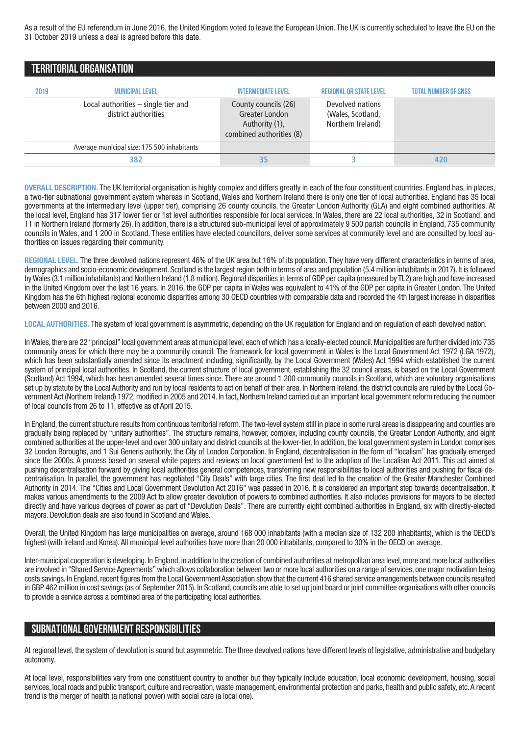As a result of the EU referendum in June 2016, the United Kingdom voted to leave the European Union. The UK is currently scheduled to leave the EU on the 31 October 2019 unless a deal is agreed before this date.

## TERRITORIAL ORGANISATION

| 2019 | MUNICIPAL LEVEL | INTERMEDIATE LEVEL | REGIONAL OR STATE LEVEL | TOTAL NUMBER OF SNGS |
|---|---|---|---|---|
| | Local authorities – single tier and district authorities | County councils (26) Greater London Authority (1), combined authorities (8) | Devolved nations (Wales, Scotland, Northern Ireland) | |
| | Average municipal size: 175 500 inhabitants | | | |
| | 382 | 35 | 3 | 420 |

**OVERALL DESCRIPTION.** The UK territorial organisation is highly complex and differs greatly in each of the four constituent countries. England has, in places, a two-tier subnational government system whereas in Scotland, Wales and Northern Ireland there is only one tier of local authorities. England has 35 local governments at the intermediary level (upper tier), comprising 26 county councils, the Greater London Authority (GLA) and eight combined authorities. At the local level, England has 317 lower tier or 1st level authorities responsible for local services. In Wales, there are 22 local authorities, 32 in Scotland, and 11 in Northern Ireland (formerly 26). In addition, there is a structured sub-municipal level of approximately 9 500 parish councils in England, 735 community councils in Wales, and 1 200 in Scotland. These entities have elected councillors, deliver some services at community level and are consulted by local authorities on issues regarding their community.

**REGIONAL LEVEL.** The three devolved nations represent 46% of the UK area but 16% of its population. They have very different characteristics in terms of area, demographics and socio-economic development. Scotland is the largest region both in terms of area and population (5.4 million inhabitants in 2017). It is followed by Wales (3.1 million inhabitants) and Northern Ireland (1.8 million). Regional disparities in terms of GDP per capita (measured by TL2) are high and have increased in the United Kingdom over the last 16 years. In 2016, the GDP per capita in Wales was equivalent to 41% of the GDP per capita in Greater London. The United Kingdom has the 6th highest regional economic disparities among 30 OECD countries with comparable data and recorded the 4th largest increase in disparities between 2000 and 2016.

**LOCAL AUTHORITIES.** The system of local government is asymmetric, depending on the UK regulation for England and on regulation of each devolved nation.

In Wales, there are 22 "principal" local government areas at municipal level, each of which has a locally-elected council. Municipalities are further divided into 735 community areas for which there may be a community council. The framework for local government in Wales is the Local Government Act 1972 (LGA 1972), which has been substantially amended since its enactment including, significantly, by the Local Government (Wales) Act 1994 which established the current system of principal local authorities. In Scotland, the current structure of local government, establishing the 32 council areas, is based on the Local Government (Scotland) Act 1994, which has been amended several times since. There are around 1 200 community councils in Scotland, which are voluntary organisations set up by statute by the Local Authority and run by local residents to act on behalf of their area. In Northern Ireland, the district councils are ruled by the Local Government Act (Northern Ireland) 1972, modified in 2005 and 2014. In fact, Northern Ireland carried out an important local government reform reducing the number of local councils from 26 to 11, effective as of April 2015.

In England, the current structure results from continuous territorial reform. The two-level system still in place in some rural areas is disappearing and counties are gradually being replaced by "unitary authorities". The structure remains, however, complex, including county councils, the Greater London Authority, and eight combined authorities at the upper-level and over 300 unitary and district councils at the lower-tier. In addition, the local government system in London comprises 32 London Boroughs, and 1 Sui Generis authority, the City of London Corporation. In England, decentralisation in the form of "localism" has gradually emerged since the 2000s. A process based on several white papers and reviews on local government led to the adoption of the Localism Act 2011. This act aimed at pushing decentralisation forward by giving local authorities general competences, transferring new responsibilities to local authorities and pushing for fiscal decentralisation. In parallel, the government has negotiated "City Deals" with large cities. The first deal led to the creation of the Greater Manchester Combined Authority in 2014. The "Cities and Local Government Devolution Act 2016" was passed in 2016. It is considered an important step towards decentralisation. It makes various amendments to the 2009 Act to allow greater devolution of powers to combined authorities. It also includes provisions for mayors to be elected directly and have various degrees of power as part of "Devolution Deals". There are currently eight combined authorities in England, six with directly-elected mayors. Devolution deals are also found in Scotland and Wales.

Overall, the United Kingdom has large municipalities on average, around 168 000 inhabitants (with a median size of 132 200 inhabitants), which is the OECD's highest (with Ireland and Korea). All municipal level authorities have more than 20 000 inhabitants, compared to 30% in the OECD on average.

Inter-municipal cooperation is developing. In England, in addition to the creation of combined authorities at metropolitan area level, more and more local authorities are involved in "Shared Service Agreements" which allows collaboration between two or more local authorities on a range of services, one major motivation being costs savings. In England, recent figures from the Local Government Association show that the current 416 shared service arrangements between councils resulted in GBP 462 million in cost savings (as of September 2015). In Scotland, councils are able to set up joint board or joint committee organisations with other councils to provide a service across a combined area of the participating local authorities.

## SUBNATIONAL GOVERNMENT RESPONSIBILITIES

At regional level, the system of devolution is sound but asymmetric. The three devolved nations have different levels of legislative, administrative and budgetary autonomy.

At local level, responsibilities vary from one constituent country to another but they typically include education, local economic development, housing, social services, local roads and public transport, culture and recreation, waste management, environmental protection and parks, health and public safety, etc. A recent trend is the merger of health (a national power) with social care (a local one).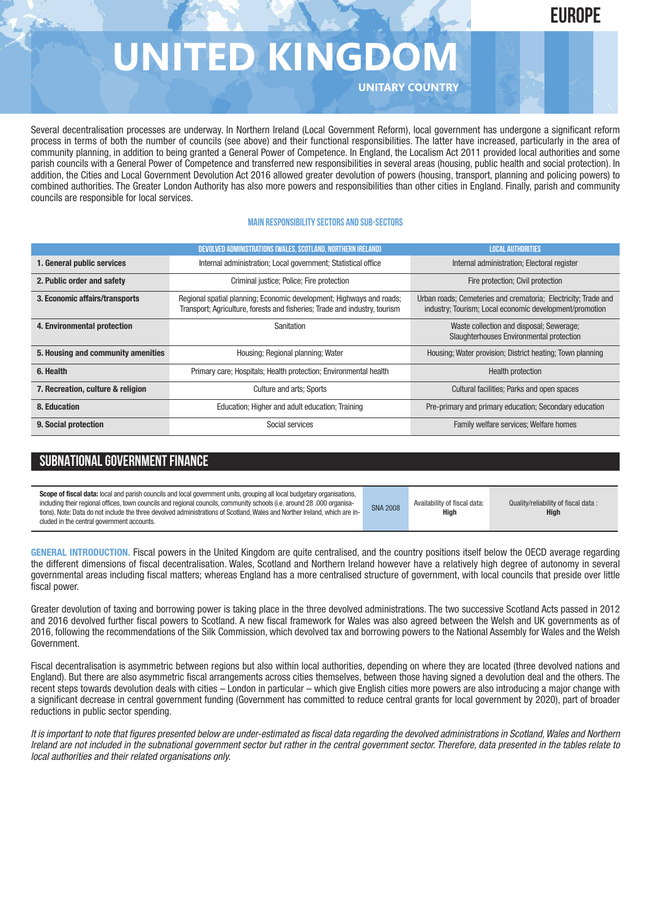EUROPE

# UNITED KINGDOM

UNITARY COUNTRY

Several decentralisation processes are underway. In Northern Ireland (Local Government Reform), local government has undergone a significant reform process in terms of both the number of councils (see above) and their functional responsibilities. The latter have increased, particularly in the area of community planning, in addition to being granted a General Power of Competence. In England, the Localism Act 2011 provided local authorities and some parish councils with a General Power of Competence and transferred new responsibilities in several areas (housing, public health and social protection). In addition, the Cities and Local Government Devolution Act 2016 allowed greater devolution of powers (housing, transport, planning and policing powers) to combined authorities. The Greater London Authority has also more powers and responsibilities than other cities in England. Finally, parish and community councils are responsible for local services.

### MAIN RESPONSIBILITY SECTORS AND SUB-SECTORS

| | DEVOLVED ADMINISTRATIONS (WALES, SCOTLAND, NORTHERN IRELAND) | LOCAL AUTHORITIES |
|---|---|---|
| **1. General public services** | Internal administration; Local government; Statistical office | Internal administration; Electoral register |
| **2. Public order and safety** | Criminal justice; Police; Fire protection | Fire protection; Civil protection |
| **3. Economic affairs/transports** | Regional spatial planning; Economic development; Highways and roads; Transport; Agriculture, forests and fisheries; Trade and industry, tourism | Urban roads; Cemeteries and crematoria; Electricity; Trade and industry; Tourism; Local economic development/promotion |
| **4. Environmental protection** | Sanitation | Waste collection and disposal; Sewerage; Slaughterhouses Environmental protection |
| **5. Housing and community amenities** | Housing; Regional planning; Water | Housing; Water provision; District heating; Town planning |
| **6. Health** | Primary care; Hospitals; Health protection; Environmental health | Health protection |
| **7. Recreation, culture & religion** | Culture and arts; Sports | Cultural facilities; Parks and open spaces |
| **8. Education** | Education; Higher and adult education; Training | Pre-primary and primary education; Secondary education |
| **9. Social protection** | Social services | Family welfare services; Welfare homes |

## SUBNATIONAL GOVERNMENT FINANCE

| **Scope of fiscal data:** local and parish councils and local government units, grouping all local budgetary organisations, including their regional offices, town councils and regional councils, community schools (i.e. around 28 .000 organisations). Note: Data do not include the three devolved administrations of Scotland, Wales and Norther Ireland, which are included in the central government accounts. | SNA 2008 | Availability of fiscal data: **High** | Quality/reliability of fiscal data : **High** |
|---|---|---|---|

**GENERAL INTRODUCTION.** Fiscal powers in the United Kingdom are quite centralised, and the country positions itself below the OECD average regarding the different dimensions of fiscal decentralisation. Wales, Scotland and Northern Ireland however have a relatively high degree of autonomy in several governmental areas including fiscal matters; whereas England has a more centralised structure of government, with local councils that preside over little fiscal power.

Greater devolution of taxing and borrowing power is taking place in the three devolved administrations. The two successive Scotland Acts passed in 2012 and 2016 devolved further fiscal powers to Scotland. A new fiscal framework for Wales was also agreed between the Welsh and UK governments as of 2016, following the recommendations of the Silk Commission, which devolved tax and borrowing powers to the National Assembly for Wales and the Welsh Government.

Fiscal decentralisation is asymmetric between regions but also within local authorities, depending on where they are located (three devolved nations and England). But there are also asymmetric fiscal arrangements across cities themselves, between those having signed a devolution deal and the others. The recent steps towards devolution deals with cities – London in particular – which give English cities more powers are also introducing a major change with a significant decrease in central government funding (Government has committed to reduce central grants for local government by 2020), part of broader reductions in public sector spending.

*It is important to note that figures presented below are under-estimated as fiscal data regarding the devolved administrations in Scotland, Wales and Northern Ireland are not included in the subnational government sector but rather in the central government sector. Therefore, data presented in the tables relate to local authorities and their related organisations only.*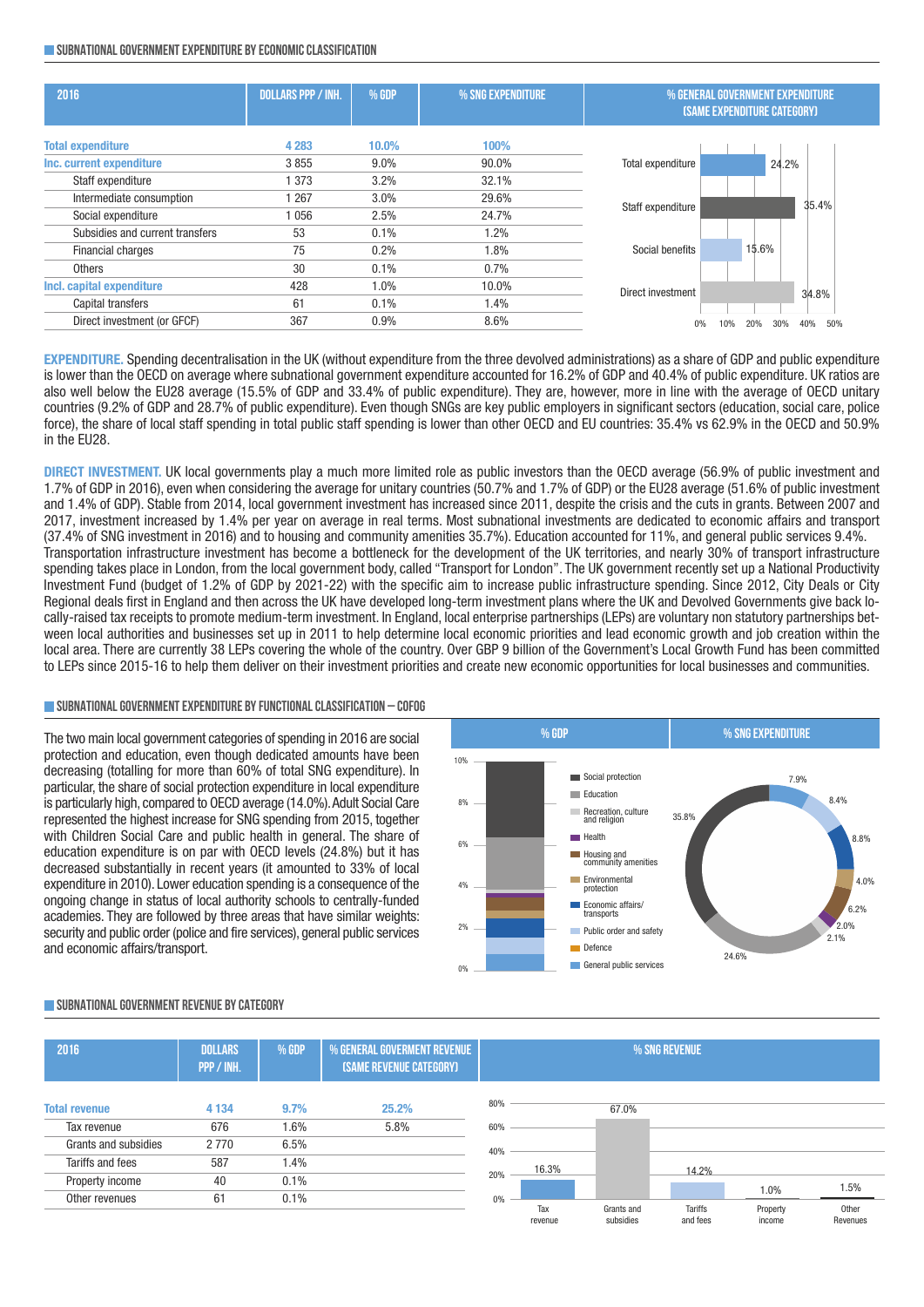## SUBNATIONAL GOVERNMENT EXPENDITURE BY ECONOMIC CLASSIFICATION

| 2016 | DOLLARS PPP / INH. | % GDP | % SNG EXPENDITURE |
|---|---|---|---|
| **Total expenditure** | **4 283** | **10.0%** | **100%** |
| **Inc. current expenditure** | 3 855 | 9.0% | 90.0% |
| Staff expenditure | 1 373 | 3.2% | 32.1% |
| Intermediate consumption | 1 267 | 3.0% | 29.6% |
| Social expenditure | 1 056 | 2.5% | 24.7% |
| Subsidies and current transfers | 53 | 0.1% | 1.2% |
| Financial charges | 75 | 0.2% | 1.8% |
| Others | 30 | 0.1% | 0.7% |
| **Incl. capital expenditure** | 428 | 1.0% | 10.0% |
| Capital transfers | 61 | 0.1% | 1.4% |
| Direct investment (or GFCF) | 367 | 0.9% | 8.6% |

% GENERAL GOVERNMENT EXPENDITURE (SAME EXPENDITURE CATEGORY)

| Category | % |
|---|---|
| Total expenditure | 24.2% |
| Staff expenditure | 35.4% |
| Social benefits | 15.6% |
| Direct investment | 34.8% |

**EXPENDITURE.** Spending decentralisation in the UK (without expenditure from the three devolved administrations) as a share of GDP and public expenditure is lower than the OECD on average where subnational government expenditure accounted for 16.2% of GDP and 40.4% of public expenditure. UK ratios are also well below the EU28 average (15.5% of GDP and 33.4% of public expenditure). They are, however, more in line with the average of OECD unitary countries (9.2% of GDP and 28.7% of public expenditure). Even though SNGs are key public employers in significant sectors (education, social care, police force), the share of local staff spending in total public staff spending is lower than other OECD and EU countries: 35.4% vs 62.9% in the OECD and 50.9% in the EU28.

**DIRECT INVESTMENT.** UK local governments play a much more limited role as public investors than the OECD average (56.9% of public investment and 1.7% of GDP in 2016), even when considering the average for unitary countries (50.7% and 1.7% of GDP) or the EU28 average (51.6% of public investment and 1.4% of GDP). Stable from 2014, local government investment has increased since 2011, despite the crisis and the cuts in grants. Between 2007 and 2017, investment increased by 1.4% per year on average in real terms. Most subnational investments are dedicated to economic affairs and transport (37.4% of SNG investment in 2016) and to housing and community amenities 35.7%). Education accounted for 11%, and general public services 9.4%. Transportation infrastructure investment has become a bottleneck for the development of the UK territories, and nearly 30% of transport infrastructure spending takes place in London, from the local government body, called "Transport for London". The UK government recently set up a National Productivity Investment Fund (budget of 1.2% of GDP by 2021-22) with the specific aim to increase public infrastructure spending. Since 2012, City Deals or City Regional deals first in England and then across the UK have developed long-term investment plans where the UK and Devolved Governments give back locally-raised tax receipts to promote medium-term investment. In England, local enterprise partnerships (LEPs) are voluntary non statutory partnerships between local authorities and businesses set up in 2011 to help determine local economic priorities and lead economic growth and job creation within the local area. There are currently 38 LEPs covering the whole of the country. Over GBP 9 billion of the Government's Local Growth Fund has been committed to LEPs since 2015-16 to help them deliver on their investment priorities and create new economic opportunities for local businesses and communities.

## SUBNATIONAL GOVERNMENT EXPENDITURE BY FUNCTIONAL CLASSIFICATION – COFOG

The two main local government categories of spending in 2016 are social protection and education, even though dedicated amounts have been decreasing (totalling for more than 60% of total SNG expenditure). In particular, the share of social protection expenditure in local expenditure is particularly high, compared to OECD average (14.0%). Adult Social Care represented the highest increase for SNG spending from 2015, together with Children Social Care and public health in general. The share of education expenditure is on par with OECD levels (24.8%) but it has decreased substantially in recent years (it amounted to 33% of local expenditure in 2010). Lower education spending is a consequence of the ongoing change in status of local authority schools to centrally-funded academies. They are followed by three areas that have similar weights: security and public order (police and fire services), general public services and economic affairs/transport.

% SNG EXPENDITURE

| Function | % SNG expenditure |
|---|---|
| Social protection | 35.8% |
| Education | 24.6% |
| Recreation, culture and religion | 2.1% |
| Health | 2.0% |
| Housing and community amenities | 6.2% |
| Environmental protection | 4.0% |
| Economic affairs/ transports | 8.8% |
| Public order and safety | 8.4% |
| Defence | |
| General public services | 7.9% |

## SUBNATIONAL GOVERNMENT REVENUE BY CATEGORY

| 2016 | DOLLARS PPP / INH. | % GDP | % GENERAL GOVERMENT REVENUE (SAME REVENUE CATEGORY) |
|---|---|---|---|
| **Total revenue** | **4 134** | **9.7%** | **25.2%** |
| Tax revenue | 676 | 1.6% | 5.8% |
| Grants and subsidies | 2 770 | 6.5% | |
| Tariffs and fees | 587 | 1.4% | |
| Property income | 40 | 0.1% | |
| Other revenues | 61 | 0.1% | |

% SNG REVENUE

| Tax revenue | Grants and subsidies | Tariffs and fees | Property income | Other Revenues |
|---|---|---|---|---|
| 16.3% | 67.0% | 14.2% | 1.0% | 1.5% |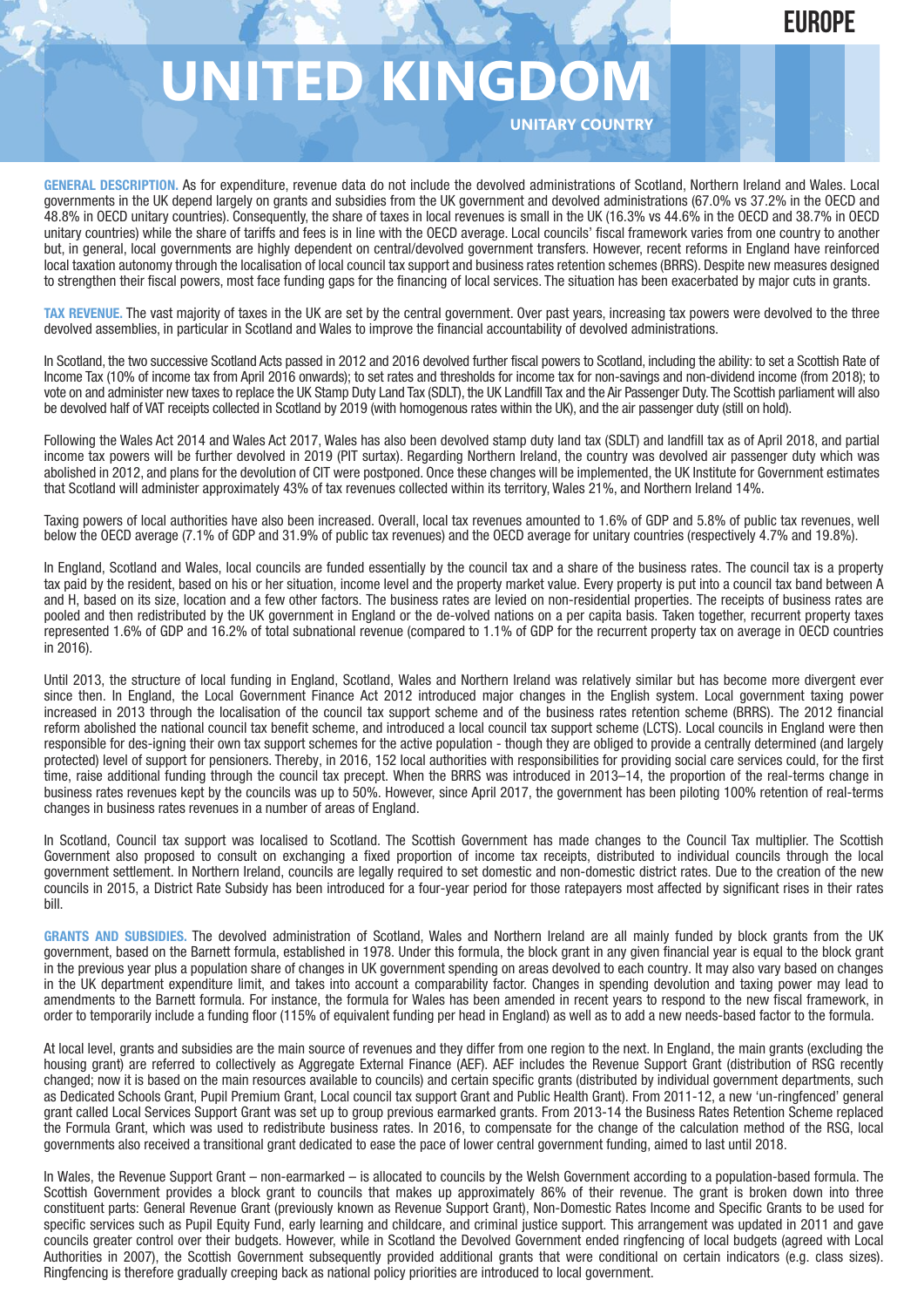EUROPE

# UNITED KINGDOM

UNITARY COUNTRY

**GENERAL DESCRIPTION.** As for expenditure, revenue data do not include the devolved administrations of Scotland, Northern Ireland and Wales. Local governments in the UK depend largely on grants and subsidies from the UK government and devolved administrations (67.0% vs 37.2% in the OECD and 48.8% in OECD unitary countries). Consequently, the share of taxes in local revenues is small in the UK (16.3% vs 44.6% in the OECD and 38.7% in OECD unitary countries) while the share of tariffs and fees is in line with the OECD average. Local councils' fiscal framework varies from one country to another but, in general, local governments are highly dependent on central/devolved government transfers. However, recent reforms in England have reinforced local taxation autonomy through the localisation of local council tax support and business rates retention schemes (BRRS). Despite new measures designed to strengthen their fiscal powers, most face funding gaps for the financing of local services. The situation has been exacerbated by major cuts in grants.

**TAX REVENUE.** The vast majority of taxes in the UK are set by the central government. Over past years, increasing tax powers were devolved to the three devolved assemblies, in particular in Scotland and Wales to improve the financial accountability of devolved administrations.

In Scotland, the two successive Scotland Acts passed in 2012 and 2016 devolved further fiscal powers to Scotland, including the ability: to set a Scottish Rate of Income Tax (10% of income tax from April 2016 onwards); to set rates and thresholds for income tax for non-savings and non-dividend income (from 2018); to vote on and administer new taxes to replace the UK Stamp Duty Land Tax (SDLT), the UK Landfill Tax and the Air Passenger Duty. The Scottish parliament will also be devolved half of VAT receipts collected in Scotland by 2019 (with homogenous rates within the UK), and the air passenger duty (still on hold).

Following the Wales Act 2014 and Wales Act 2017, Wales has also been devolved stamp duty land tax (SDLT) and landfill tax as of April 2018, and partial income tax powers will be further devolved in 2019 (PIT surtax). Regarding Northern Ireland, the country was devolved air passenger duty which was abolished in 2012, and plans for the devolution of CIT were postponed. Once these changes will be implemented, the UK Institute for Government estimates that Scotland will administer approximately 43% of tax revenues collected within its territory, Wales 21%, and Northern Ireland 14%.

Taxing powers of local authorities have also been increased. Overall, local tax revenues amounted to 1.6% of GDP and 5.8% of public tax revenues, well below the OECD average (7.1% of GDP and 31.9% of public tax revenues) and the OECD average for unitary countries (respectively 4.7% and 19.8%).

In England, Scotland and Wales, local councils are funded essentially by the council tax and a share of the business rates. The council tax is a property tax paid by the resident, based on his or her situation, income level and the property market value. Every property is put into a council tax band between A and H, based on its size, location and a few other factors. The business rates are levied on non-residential properties. The receipts of business rates are pooled and then redistributed by the UK government in England or the de-volved nations on a per capita basis. Taken together, recurrent property taxes represented 1.6% of GDP and 16.2% of total subnational revenue (compared to 1.1% of GDP for the recurrent property tax on average in OECD countries in 2016).

Until 2013, the structure of local funding in England, Scotland, Wales and Northern Ireland was relatively similar but has become more divergent ever since then. In England, the Local Government Finance Act 2012 introduced major changes in the English system. Local government taxing power increased in 2013 through the localisation of the council tax support scheme and of the business rates retention scheme (BRRS). The 2012 financial reform abolished the national council tax benefit scheme, and introduced a local council tax support scheme (LCTS). Local councils in England were then responsible for des-igning their own tax support schemes for the active population - though they are obliged to provide a centrally determined (and largely protected) level of support for pensioners. Thereby, in 2016, 152 local authorities with responsibilities for providing social care services could, for the first time, raise additional funding through the council tax precept. When the BRRS was introduced in 2013–14, the proportion of the real-terms change in business rates revenues kept by the councils was up to 50%. However, since April 2017, the government has been piloting 100% retention of real-terms changes in business rates revenues in a number of areas of England.

In Scotland, Council tax support was localised to Scotland. The Scottish Government has made changes to the Council Tax multiplier. The Scottish Government also proposed to consult on exchanging a fixed proportion of income tax receipts, distributed to individual councils through the local government settlement. In Northern Ireland, councils are legally required to set domestic and non-domestic district rates. Due to the creation of the new councils in 2015, a District Rate Subsidy has been introduced for a four-year period for those ratepayers most affected by significant rises in their rates bill.

**GRANTS AND SUBSIDIES.** The devolved administration of Scotland, Wales and Northern Ireland are all mainly funded by block grants from the UK government, based on the Barnett formula, established in 1978. Under this formula, the block grant in any given financial year is equal to the block grant in the previous year plus a population share of changes in UK government spending on areas devolved to each country. It may also vary based on changes in the UK department expenditure limit, and takes into account a comparability factor. Changes in spending devolution and taxing power may lead to amendments to the Barnett formula. For instance, the formula for Wales has been amended in recent years to respond to the new fiscal framework, in order to temporarily include a funding floor (115% of equivalent funding per head in England) as well as to add a new needs-based factor to the formula.

At local level, grants and subsidies are the main source of revenues and they differ from one region to the next. In England, the main grants (excluding the housing grant) are referred to collectively as Aggregate External Finance (AEF). AEF includes the Revenue Support Grant (distribution of RSG recently changed; now it is based on the main resources available to councils) and certain specific grants (distributed by individual government departments, such as Dedicated Schools Grant, Pupil Premium Grant, Local council tax support Grant and Public Health Grant). From 2011-12, a new 'un-ringfenced' general grant called Local Services Support Grant was set up to group previous earmarked grants. From 2013-14 the Business Rates Retention Scheme replaced the Formula Grant, which was used to redistribute business rates. In 2016, to compensate for the change of the calculation method of the RSG, local governments also received a transitional grant dedicated to ease the pace of lower central government funding, aimed to last until 2018.

In Wales, the Revenue Support Grant – non-earmarked – is allocated to councils by the Welsh Government according to a population-based formula. The Scottish Government provides a block grant to councils that makes up approximately 86% of their revenue. The grant is broken down into three constituent parts: General Revenue Grant (previously known as Revenue Support Grant), Non-Domestic Rates Income and Specific Grants to be used for specific services such as Pupil Equity Fund, early learning and childcare, and criminal justice support. This arrangement was updated in 2011 and gave councils greater control over their budgets. However, while in Scotland the Devolved Government ended ringfencing of local budgets (agreed with Local Authorities in 2007), the Scottish Government subsequently provided additional grants that were conditional on certain indicators (e.g. class sizes). Ringfencing is therefore gradually creeping back as national policy priorities are introduced to local government.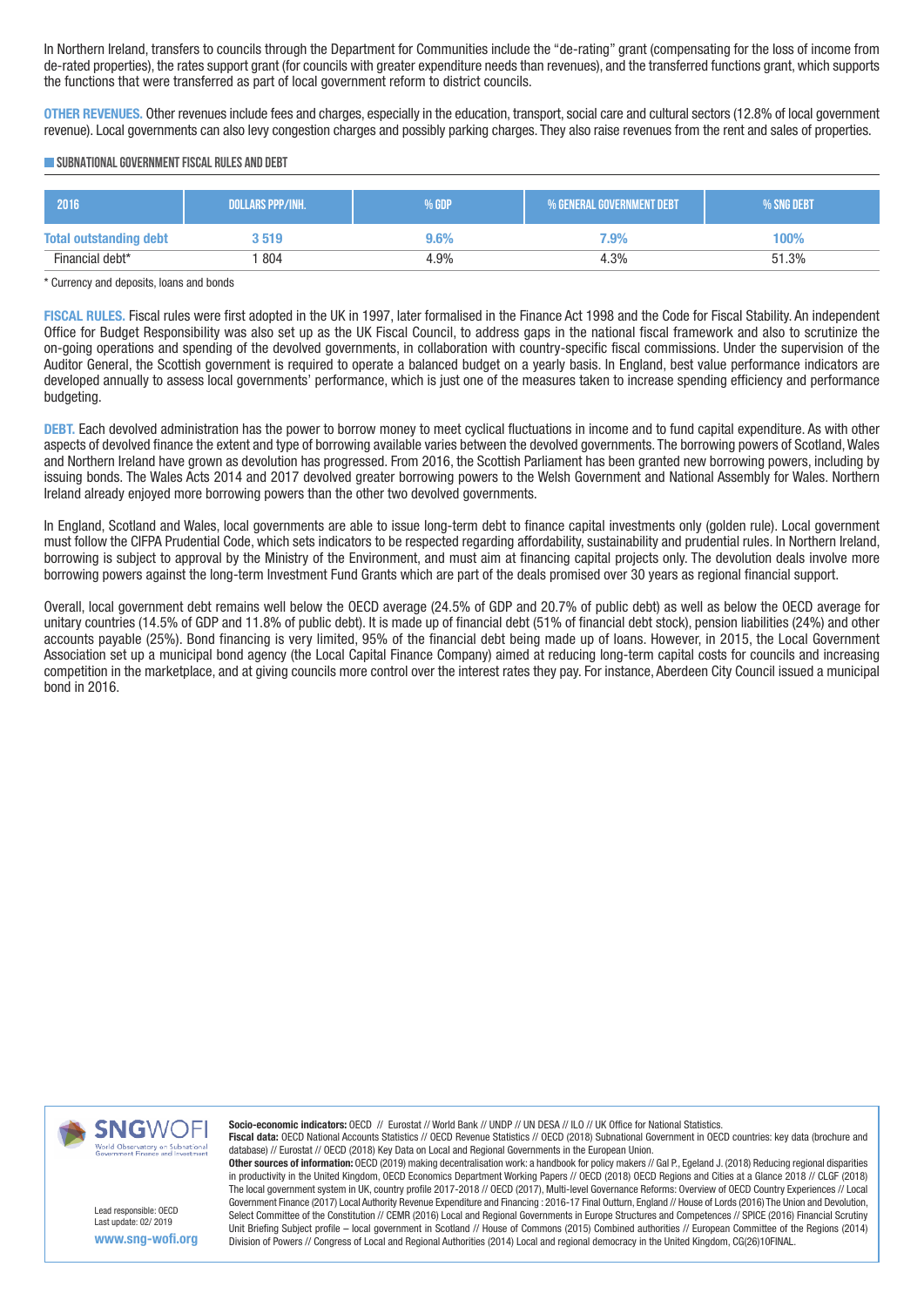In Northern Ireland, transfers to councils through the Department for Communities include the "de-rating" grant (compensating for the loss of income from de-rated properties), the rates support grant (for councils with greater expenditure needs than revenues), and the transferred functions grant, which supports the functions that were transferred as part of local government reform to district councils.

**OTHER REVENUES.** Other revenues include fees and charges, especially in the education, transport, social care and cultural sectors (12.8% of local government revenue). Local governments can also levy congestion charges and possibly parking charges. They also raise revenues from the rent and sales of properties.

## SUBNATIONAL GOVERNMENT FISCAL RULES AND DEBT

| 2016 | DOLLARS PPP/INH. | % GDP | % GENERAL GOVERNMENT DEBT | % SNG DEBT |
|---|---|---|---|---|
| **Total outstanding debt** | **3 519** | **9.6%** | **7.9%** | **100%** |
| Financial debt* | 1 804 | 4.9% | 4.3% | 51.3% |

\* Currency and deposits, loans and bonds

**FISCAL RULES.** Fiscal rules were first adopted in the UK in 1997, later formalised in the Finance Act 1998 and the Code for Fiscal Stability. An independent Office for Budget Responsibility was also set up as the UK Fiscal Council, to address gaps in the national fiscal framework and also to scrutinize the on-going operations and spending of the devolved governments, in collaboration with country-specific fiscal commissions. Under the supervision of the Auditor General, the Scottish government is required to operate a balanced budget on a yearly basis. In England, best value performance indicators are developed annually to assess local governments' performance, which is just one of the measures taken to increase spending efficiency and performance budgeting.

**DEBT.** Each devolved administration has the power to borrow money to meet cyclical fluctuations in income and to fund capital expenditure. As with other aspects of devolved finance the extent and type of borrowing available varies between the devolved governments. The borrowing powers of Scotland, Wales and Northern Ireland have grown as devolution has progressed. From 2016, the Scottish Parliament has been granted new borrowing powers, including by issuing bonds. The Wales Acts 2014 and 2017 devolved greater borrowing powers to the Welsh Government and National Assembly for Wales. Northern Ireland already enjoyed more borrowing powers than the other two devolved governments.

In England, Scotland and Wales, local governments are able to issue long-term debt to finance capital investments only (golden rule). Local government must follow the CIFPA Prudential Code, which sets indicators to be respected regarding affordability, sustainability and prudential rules. In Northern Ireland, borrowing is subject to approval by the Ministry of the Environment, and must aim at financing capital projects only. The devolution deals involve more borrowing powers against the long-term Investment Fund Grants which are part of the deals promised over 30 years as regional financial support.

Overall, local government debt remains well below the OECD average (24.5% of GDP and 20.7% of public debt) as well as below the OECD average for unitary countries (14.5% of GDP and 11.8% of public debt). It is made up of financial debt (51% of financial debt stock), pension liabilities (24%) and other accounts payable (25%). Bond financing is very limited, 95% of the financial debt being made up of loans. However, in 2015, the Local Government Association set up a municipal bond agency (the Local Capital Finance Company) aimed at reducing long-term capital costs for councils and increasing competition in the marketplace, and at giving councils more control over the interest rates they pay. For instance, Aberdeen City Council issued a municipal bond in 2016.

SNGWOFI
World Observatory on Subnational Government Finance and Investment

Lead responsible: OECD
Last update: 02/ 2019
www.sng-wofi.org

**Socio-economic indicators:** OECD // Eurostat // World Bank // UNDP // UN DESA // ILO // UK Office for National Statistics.
**Fiscal data:** OECD National Accounts Statistics // OECD Revenue Statistics // OECD (2018) Subnational Government in OECD countries: key data (brochure and database) // Eurostat // OECD (2018) Key Data on Local and Regional Governments in the European Union.
**Other sources of information:** OECD (2019) making decentralisation work: a handbook for policy makers // Gal P., Egeland J. (2018) Reducing regional disparities in productivity in the United Kingdom, OECD Economics Department Working Papers // OECD (2018) OECD Regions and Cities at a Glance 2018 // CLGF (2018) The local government system in UK, country profile 2017-2018 // OECD (2017), Multi-level Governance Reforms: Overview of OECD Country Experiences // Local Government Finance (2017) Local Authority Revenue Expenditure and Financing : 2016-17 Final Outturn, England // House of Lords (2016) The Union and Devolution, Select Committee of the Constitution // CEMR (2016) Local and Regional Governments in Europe Structures and Competences // SPICE (2016) Financial Scrutiny Unit Briefing Subject profile – local government in Scotland // House of Commons (2015) Combined authorities // European Committee of the Regions (2014) Division of Powers // Congress of Local and Regional Authorities (2014) Local and regional democracy in the United Kingdom, CG(26)10FINAL.